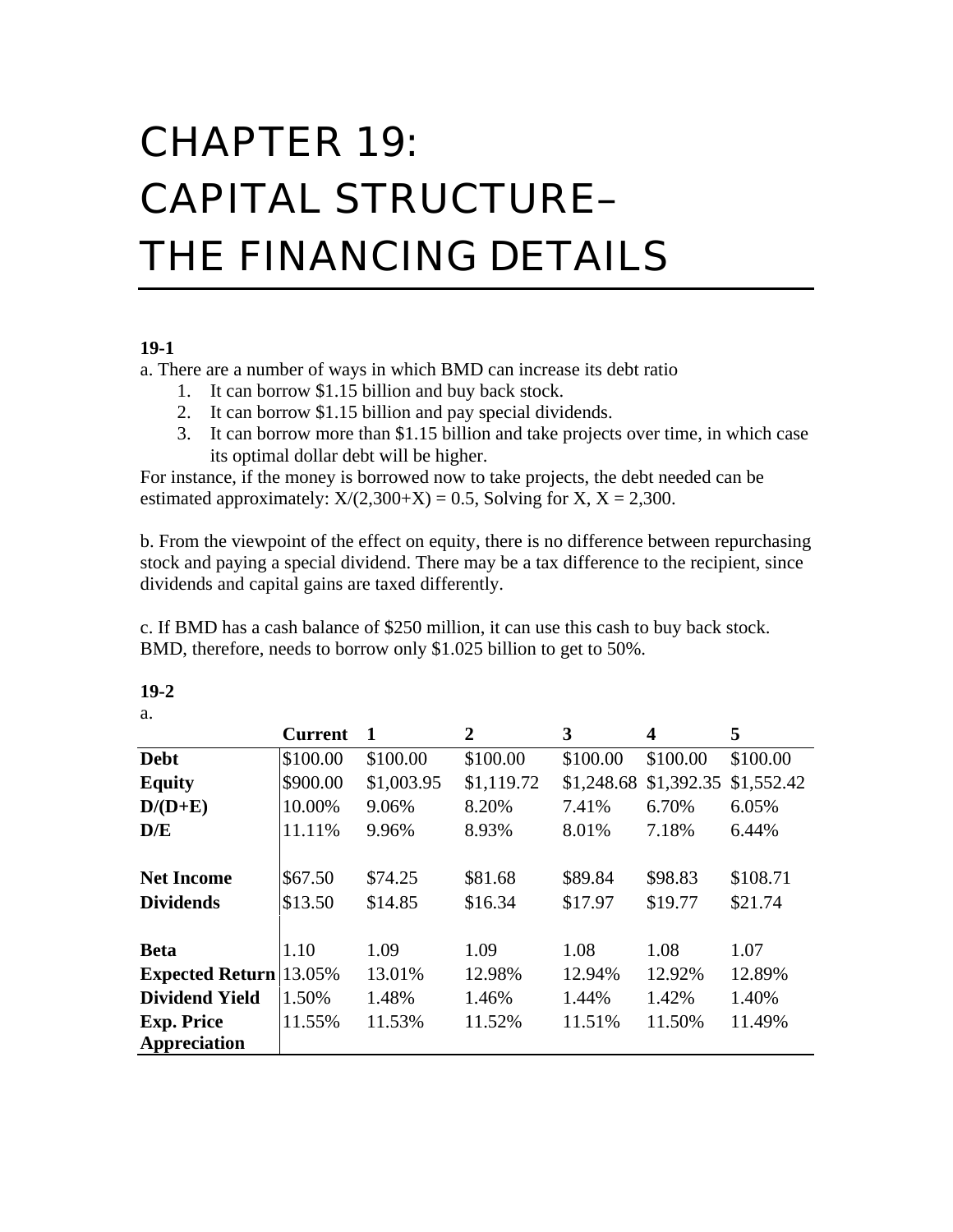# CHAPTER 19: CAPITAL STRUCTURE– THE FINANCING DETAILS

**19-1**

a. There are a number of ways in which BMD can increase its debt ratio

1. It can borrow \$1.15 billion and buy back stock.
2. It can borrow \$1.15 billion and pay special dividends.
3. It can borrow more than \$1.15 billion and take projects over time, in which case its optimal dollar debt will be higher.

For instance, if the money is borrowed now to take projects, the debt needed can be estimated approximately: $X/(2{,}300+X) = 0.5$, Solving for X, X = 2,300.

b. From the viewpoint of the effect on equity, there is no difference between repurchasing stock and paying a special dividend. There may be a tax difference to the recipient, since dividends and capital gains are taxed differently.

c. If BMD has a cash balance of \$250 million, it can use this cash to buy back stock. BMD, therefore, needs to borrow only \$1.025 billion to get to 50%.

**19-2**

a.

| | **Current** | **1** | **2** | **3** | **4** | **5** |
|---|---|---|---|---|---|---|
| **Debt** | \$100.00 | \$100.00 | \$100.00 | \$100.00 | \$100.00 | \$100.00 |
| **Equity** | \$900.00 | \$1,003.95 | \$1,119.72 | \$1,248.68 | \$1,392.35 | \$1,552.42 |
| **D/(D+E)** | 10.00% | 9.06% | 8.20% | 7.41% | 6.70% | 6.05% |
| **D/E** | 11.11% | 9.96% | 8.93% | 8.01% | 7.18% | 6.44% |
| | | | | | | |
| **Net Income** | \$67.50 | \$74.25 | \$81.68 | \$89.84 | \$98.83 | \$108.71 |
| **Dividends** | \$13.50 | \$14.85 | \$16.34 | \$17.97 | \$19.77 | \$21.74 |
| | | | | | | |
| **Beta** | 1.10 | 1.09 | 1.09 | 1.08 | 1.08 | 1.07 |
| **Expected Return** | 13.05% | 13.01% | 12.98% | 12.94% | 12.92% | 12.89% |
| **Dividend Yield** | 1.50% | 1.48% | 1.46% | 1.44% | 1.42% | 1.40% |
| **Exp. Price Appreciation** | 11.55% | 11.53% | 11.52% | 11.51% | 11.50% | 11.49% |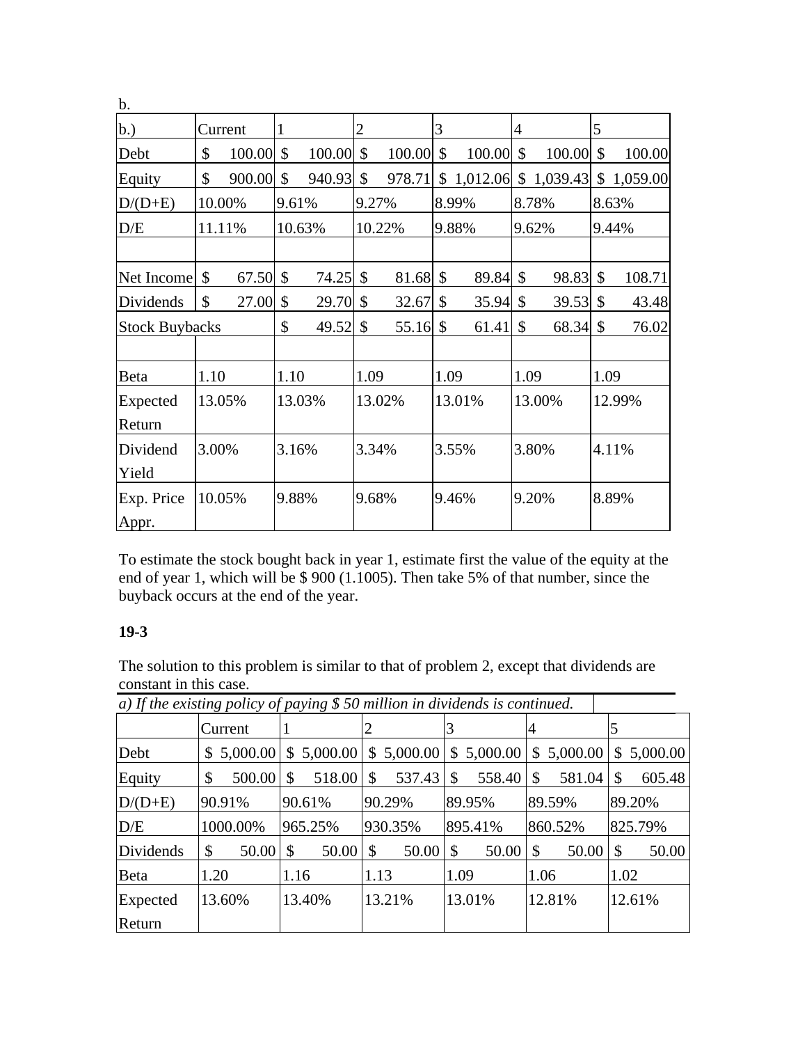b.

| b.) | Current | 1 | 2 | 3 | 4 | 5 |
|---|---|---|---|---|---|---|
| Debt | $ 100.00 | $ 100.00 | $ 100.00 | $ 100.00 | $ 100.00 | $ 100.00 |
| Equity | $ 900.00 | $ 940.93 | $ 978.71 | $ 1,012.06 | $ 1,039.43 | $ 1,059.00 |
| D/(D+E) | 10.00% | 9.61% | 9.27% | 8.99% | 8.78% | 8.63% |
| D/E | 11.11% | 10.63% | 10.22% | 9.88% | 9.62% | 9.44% |
| | | | | | | |
| Net Income | $ 67.50 | $ 74.25 | $ 81.68 | $ 89.84 | $ 98.83 | $ 108.71 |
| Dividends | $ 27.00 | $ 29.70 | $ 32.67 | $ 35.94 | $ 39.53 | $ 43.48 |
| Stock Buybacks | | $ 49.52 | $ 55.16 | $ 61.41 | $ 68.34 | $ 76.02 |
| | | | | | | |
| Beta | 1.10 | 1.10 | 1.09 | 1.09 | 1.09 | 1.09 |
| Expected Return | 13.05% | 13.03% | 13.02% | 13.01% | 13.00% | 12.99% |
| Dividend Yield | 3.00% | 3.16% | 3.34% | 3.55% | 3.80% | 4.11% |
| Exp. Price Appr. | 10.05% | 9.88% | 9.68% | 9.46% | 9.20% | 8.89% |

To estimate the stock bought back in year 1, estimate first the value of the equity at the end of year 1, which will be $ 900 (1.1005). Then take 5% of that number, since the buyback occurs at the end of the year.

**19-3**

The solution to this problem is similar to that of problem 2, except that dividends are constant in this case.

*a) If the existing policy of paying $ 50 million in dividends is continued.*

| | Current | 1 | 2 | 3 | 4 | 5 |
|---|---|---|---|---|---|---|
| Debt | $ 5,000.00 | $ 5,000.00 | $ 5,000.00 | $ 5,000.00 | $ 5,000.00 | $ 5,000.00 |
| Equity | $ 500.00 | $ 518.00 | $ 537.43 | $ 558.40 | $ 581.04 | $ 605.48 |
| D/(D+E) | 90.91% | 90.61% | 90.29% | 89.95% | 89.59% | 89.20% |
| D/E | 1000.00% | 965.25% | 930.35% | 895.41% | 860.52% | 825.79% |
| Dividends | $ 50.00 | $ 50.00 | $ 50.00 | $ 50.00 | $ 50.00 | $ 50.00 |
| Beta | 1.20 | 1.16 | 1.13 | 1.09 | 1.06 | 1.02 |
| Expected Return | 13.60% | 13.40% | 13.21% | 13.01% | 12.81% | 12.61% |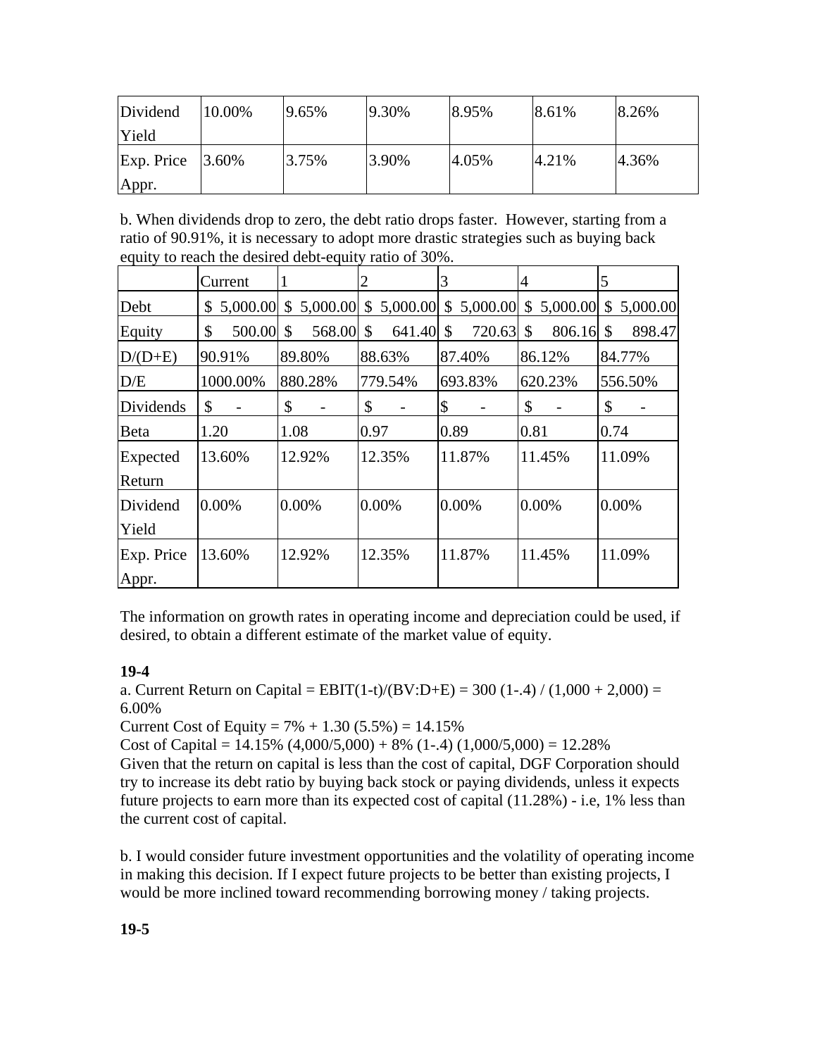| Dividend Yield | 10.00% | 9.65% | 9.30% | 8.95% | 8.61% | 8.26% |
|---|---|---|---|---|---|---|
| Exp. Price Appr. | 3.60% | 3.75% | 3.90% | 4.05% | 4.21% | 4.36% |

b. When dividends drop to zero, the debt ratio drops faster. However, starting from a ratio of 90.91%, it is necessary to adopt more drastic strategies such as buying back equity to reach the desired debt-equity ratio of 30%.

| | Current | 1 | 2 | 3 | 4 | 5 |
|---|---|---|---|---|---|---|
| Debt | $ 5,000.00 | $ 5,000.00 | $ 5,000.00 | $ 5,000.00 | $ 5,000.00 | $ 5,000.00 |
| Equity | $ 500.00 | $ 568.00 | $ 641.40 | $ 720.63 | $ 806.16 | $ 898.47 |
| D/(D+E) | 90.91% | 89.80% | 88.63% | 87.40% | 86.12% | 84.77% |
| D/E | 1000.00% | 880.28% | 779.54% | 693.83% | 620.23% | 556.50% |
| Dividends | $ - | $ - | $ - | $ - | $ - | $ - |
| Beta | 1.20 | 1.08 | 0.97 | 0.89 | 0.81 | 0.74 |
| Expected Return | 13.60% | 12.92% | 12.35% | 11.87% | 11.45% | 11.09% |
| Dividend Yield | 0.00% | 0.00% | 0.00% | 0.00% | 0.00% | 0.00% |
| Exp. Price Appr. | 13.60% | 12.92% | 12.35% | 11.87% | 11.45% | 11.09% |

The information on growth rates in operating income and depreciation could be used, if desired, to obtain a different estimate of the market value of equity.

**19-4**

a. Current Return on Capital = EBIT(1-t)/(BV:D+E) = 300 (1-.4) / (1,000 + 2,000) = 6.00%

Current Cost of Equity = 7% + 1.30 (5.5%) = 14.15%

Cost of Capital = 14.15% (4,000/5,000) + 8% (1-.4) (1,000/5,000) = 12.28%

Given that the return on capital is less than the cost of capital, DGF Corporation should try to increase its debt ratio by buying back stock or paying dividends, unless it expects future projects to earn more than its expected cost of capital (11.28%) - i.e, 1% less than the current cost of capital.

b. I would consider future investment opportunities and the volatility of operating income in making this decision. If I expect future projects to be better than existing projects, I would be more inclined toward recommending borrowing money / taking projects.

**19-5**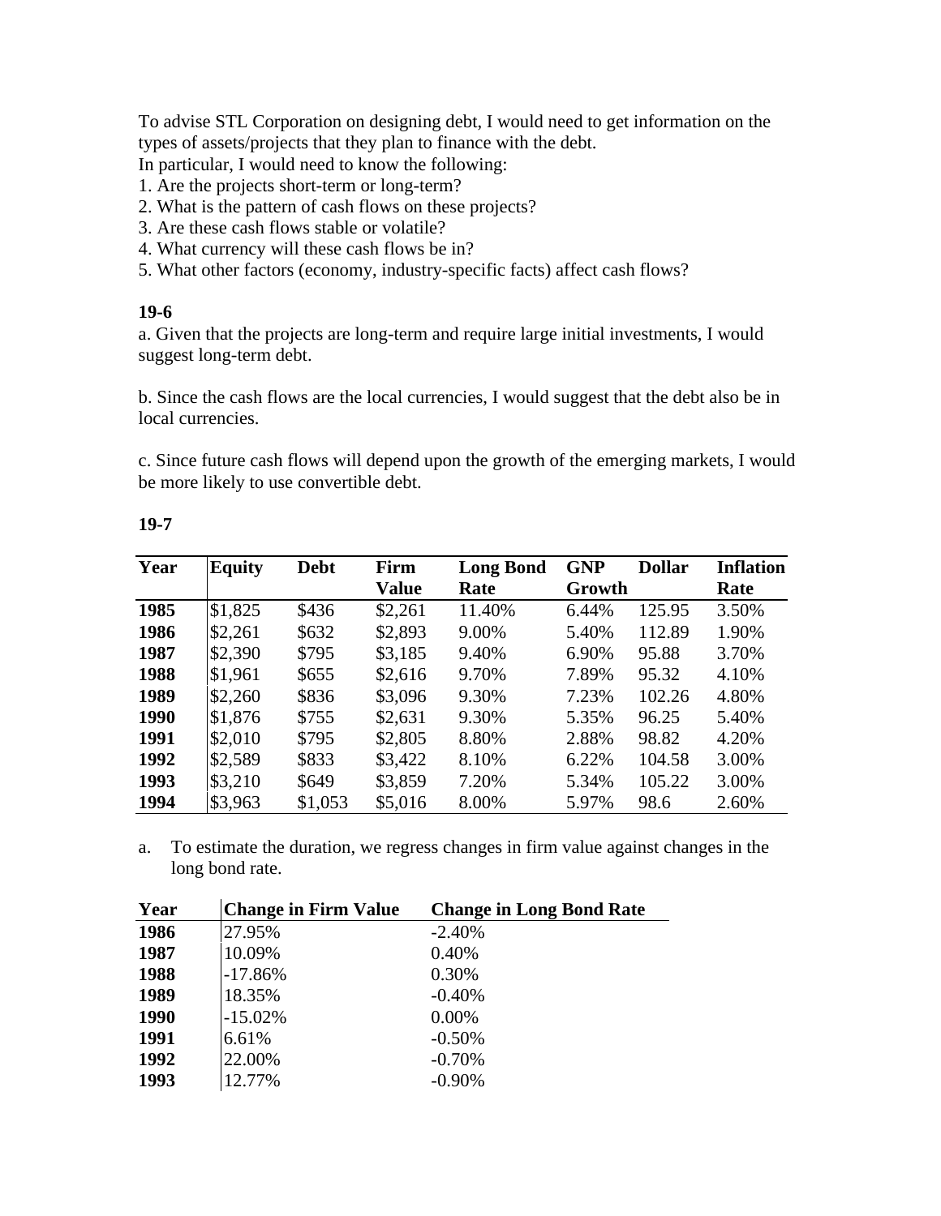To advise STL Corporation on designing debt, I would need to get information on the types of assets/projects that they plan to finance with the debt.
In particular, I would need to know the following:
1. Are the projects short-term or long-term?
2. What is the pattern of cash flows on these projects?
3. Are these cash flows stable or volatile?
4. What currency will these cash flows be in?
5. What other factors (economy, industry-specific facts) affect cash flows?

**19-6**

a. Given that the projects are long-term and require large initial investments, I would suggest long-term debt.

b. Since the cash flows are the local currencies, I would suggest that the debt also be in local currencies.

c. Since future cash flows will depend upon the growth of the emerging markets, I would be more likely to use convertible debt.

**19-7**

| Year | Equity | Debt | Firm Value | Long Bond Rate | GNP Growth | Dollar | Inflation Rate |
|---|---|---|---|---|---|---|---|
| **1985** | $1,825 | $436 | $2,261 | 11.40% | 6.44% | 125.95 | 3.50% |
| **1986** | $2,261 | $632 | $2,893 | 9.00% | 5.40% | 112.89 | 1.90% |
| **1987** | $2,390 | $795 | $3,185 | 9.40% | 6.90% | 95.88 | 3.70% |
| **1988** | $1,961 | $655 | $2,616 | 9.70% | 7.89% | 95.32 | 4.10% |
| **1989** | $2,260 | $836 | $3,096 | 9.30% | 7.23% | 102.26 | 4.80% |
| **1990** | $1,876 | $755 | $2,631 | 9.30% | 5.35% | 96.25 | 5.40% |
| **1991** | $2,010 | $795 | $2,805 | 8.80% | 2.88% | 98.82 | 4.20% |
| **1992** | $2,589 | $833 | $3,422 | 8.10% | 6.22% | 104.58 | 3.00% |
| **1993** | $3,210 | $649 | $3,859 | 7.20% | 5.34% | 105.22 | 3.00% |
| **1994** | $3,963 | $1,053 | $5,016 | 8.00% | 5.97% | 98.6 | 2.60% |

a. To estimate the duration, we regress changes in firm value against changes in the long bond rate.

| Year | Change in Firm Value | Change in Long Bond Rate |
|---|---|---|
| **1986** | 27.95% | -2.40% |
| **1987** | 10.09% | 0.40% |
| **1988** | -17.86% | 0.30% |
| **1989** | 18.35% | -0.40% |
| **1990** | -15.02% | 0.00% |
| **1991** | 6.61% | -0.50% |
| **1992** | 22.00% | -0.70% |
| **1993** | 12.77% | -0.90% |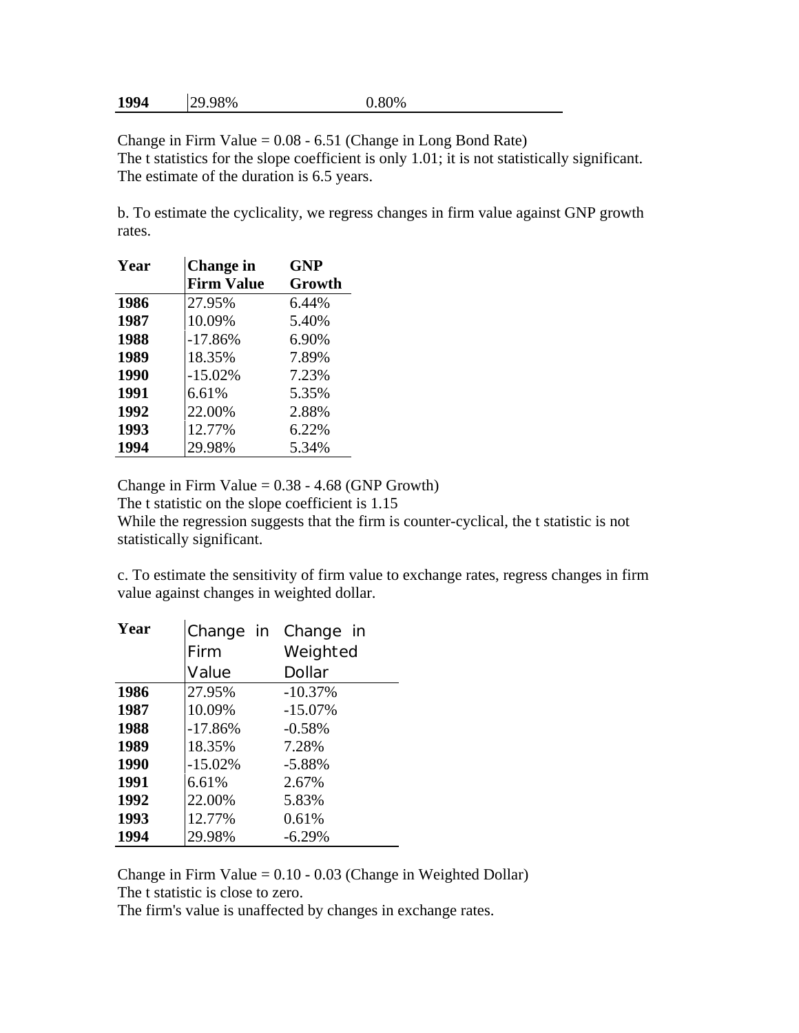| 1994 | 29.98% | 0.80% |
|---|---|---|

Change in Firm Value = 0.08 - 6.51 (Change in Long Bond Rate)
The t statistics for the slope coefficient is only 1.01; it is not statistically significant.
The estimate of the duration is 6.5 years.

b. To estimate the cyclicality, we regress changes in firm value against GNP growth rates.

| Year | Change in Firm Value | GNP Growth |
|---|---|---|
| 1986 | 27.95% | 6.44% |
| 1987 | 10.09% | 5.40% |
| 1988 | -17.86% | 6.90% |
| 1989 | 18.35% | 7.89% |
| 1990 | -15.02% | 7.23% |
| 1991 | 6.61% | 5.35% |
| 1992 | 22.00% | 2.88% |
| 1993 | 12.77% | 6.22% |
| 1994 | 29.98% | 5.34% |

Change in Firm Value = 0.38 - 4.68 (GNP Growth)
The t statistic on the slope coefficient is 1.15
While the regression suggests that the firm is counter-cyclical, the t statistic is not statistically significant.

c. To estimate the sensitivity of firm value to exchange rates, regress changes in firm value against changes in weighted dollar.

| Year | Change in Firm Value | Change in Weighted Dollar |
|---|---|---|
| 1986 | 27.95% | -10.37% |
| 1987 | 10.09% | -15.07% |
| 1988 | -17.86% | -0.58% |
| 1989 | 18.35% | 7.28% |
| 1990 | -15.02% | -5.88% |
| 1991 | 6.61% | 2.67% |
| 1992 | 22.00% | 5.83% |
| 1993 | 12.77% | 0.61% |
| 1994 | 29.98% | -6.29% |

Change in Firm Value = 0.10 - 0.03 (Change in Weighted Dollar)
The t statistic is close to zero.
The firm's value is unaffected by changes in exchange rates.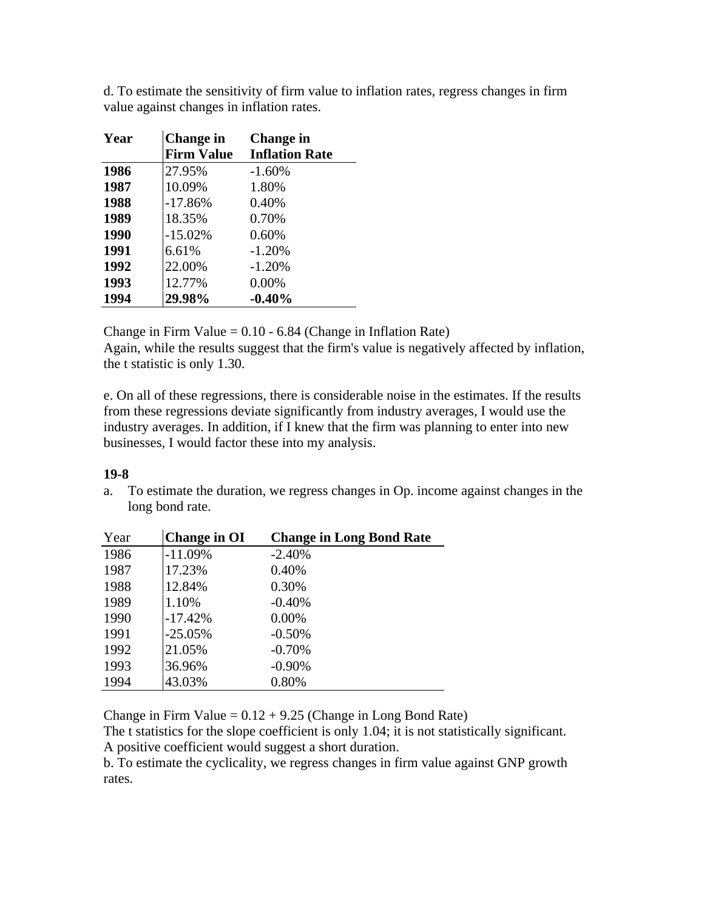d. To estimate the sensitivity of firm value to inflation rates, regress changes in firm value against changes in inflation rates.

| Year | Change in Firm Value | Change in Inflation Rate |
|---|---|---|
| **1986** | 27.95% | -1.60% |
| **1987** | 10.09% | 1.80% |
| **1988** | -17.86% | 0.40% |
| **1989** | 18.35% | 0.70% |
| **1990** | -15.02% | 0.60% |
| **1991** | 6.61% | -1.20% |
| **1992** | 22.00% | -1.20% |
| **1993** | 12.77% | 0.00% |
| **1994** | **29.98%** | **-0.40%** |

Change in Firm Value = 0.10 - 6.84 (Change in Inflation Rate)
Again, while the results suggest that the firm's value is negatively affected by inflation, the t statistic is only 1.30.

e. On all of these regressions, there is considerable noise in the estimates. If the results from these regressions deviate significantly from industry averages, I would use the industry averages. In addition, if I knew that the firm was planning to enter into new businesses, I would factor these into my analysis.

**19-8**

a. To estimate the duration, we regress changes in Op. income against changes in the long bond rate.

| Year | Change in OI | Change in Long Bond Rate |
|---|---|---|
| 1986 | -11.09% | -2.40% |
| 1987 | 17.23% | 0.40% |
| 1988 | 12.84% | 0.30% |
| 1989 | 1.10% | -0.40% |
| 1990 | -17.42% | 0.00% |
| 1991 | -25.05% | -0.50% |
| 1992 | 21.05% | -0.70% |
| 1993 | 36.96% | -0.90% |
| 1994 | 43.03% | 0.80% |

Change in Firm Value = 0.12 + 9.25 (Change in Long Bond Rate)
The t statistics for the slope coefficient is only 1.04; it is not statistically significant. A positive coefficient would suggest a short duration.
b. To estimate the cyclicality, we regress changes in firm value against GNP growth rates.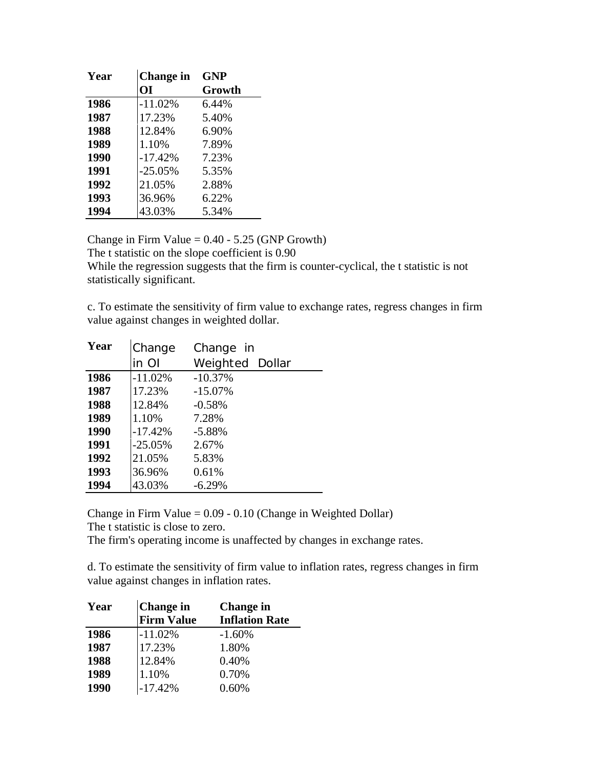| Year | Change in OI | GNP Growth |
| --- | --- | --- |
| **1986** | -11.02% | 6.44% |
| **1987** | 17.23% | 5.40% |
| **1988** | 12.84% | 6.90% |
| **1989** | 1.10% | 7.89% |
| **1990** | -17.42% | 7.23% |
| **1991** | -25.05% | 5.35% |
| **1992** | 21.05% | 2.88% |
| **1993** | 36.96% | 6.22% |
| **1994** | 43.03% | 5.34% |

Change in Firm Value = 0.40 - 5.25 (GNP Growth)
The t statistic on the slope coefficient is 0.90
While the regression suggests that the firm is counter-cyclical, the t statistic is not statistically significant.

c. To estimate the sensitivity of firm value to exchange rates, regress changes in firm value against changes in weighted dollar.

| Year | Change in OI | Change in Weighted Dollar |
| --- | --- | --- |
| **1986** | -11.02% | -10.37% |
| **1987** | 17.23% | -15.07% |
| **1988** | 12.84% | -0.58% |
| **1989** | 1.10% | 7.28% |
| **1990** | -17.42% | -5.88% |
| **1991** | -25.05% | 2.67% |
| **1992** | 21.05% | 5.83% |
| **1993** | 36.96% | 0.61% |
| **1994** | 43.03% | -6.29% |

Change in Firm Value = 0.09 - 0.10 (Change in Weighted Dollar)
The t statistic is close to zero.
The firm's operating income is unaffected by changes in exchange rates.

d. To estimate the sensitivity of firm value to inflation rates, regress changes in firm value against changes in inflation rates.

| Year | Change in Firm Value | Change in Inflation Rate |
| --- | --- | --- |
| **1986** | -11.02% | -1.60% |
| **1987** | 17.23% | 1.80% |
| **1988** | 12.84% | 0.40% |
| **1989** | 1.10% | 0.70% |
| **1990** | -17.42% | 0.60% |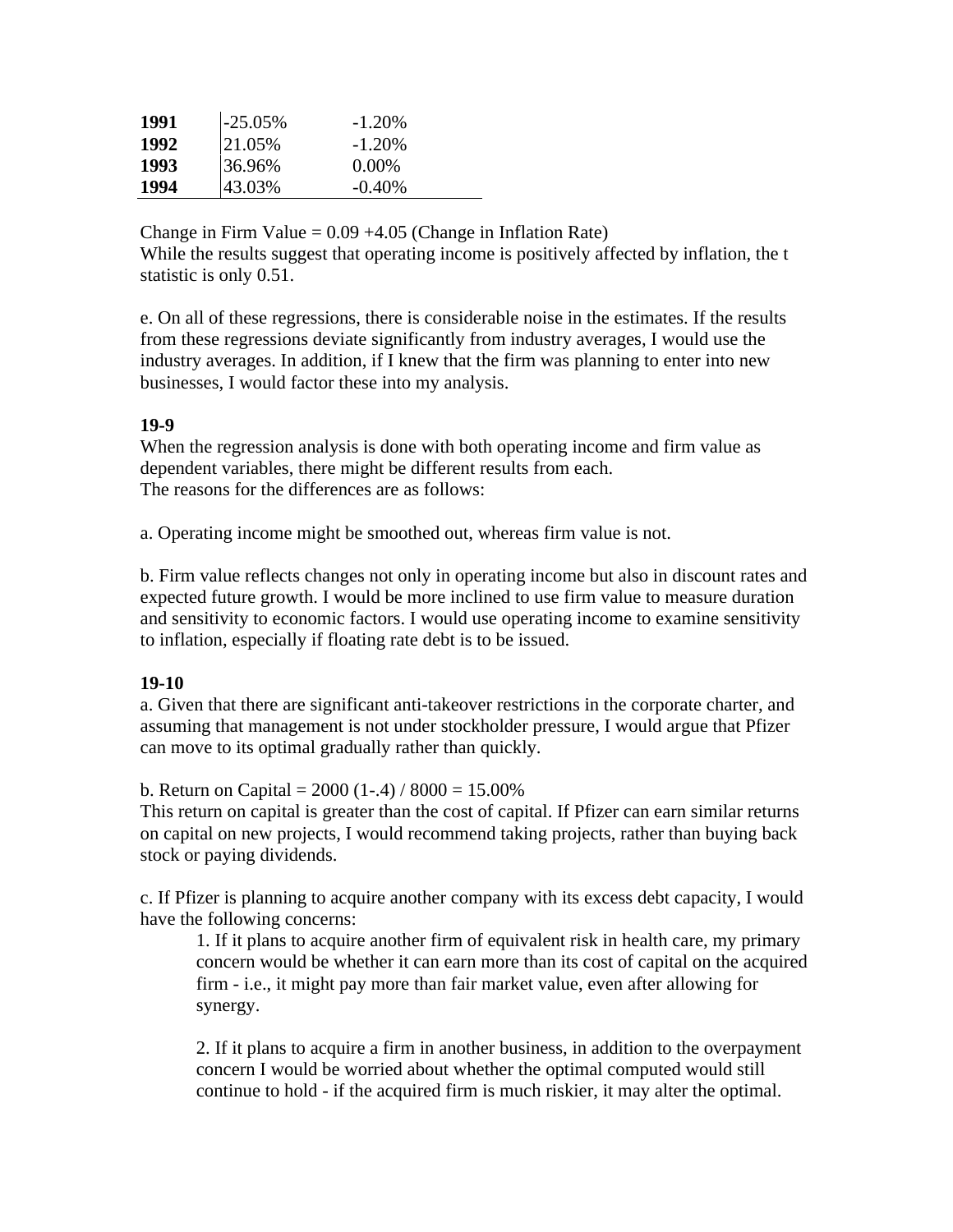| | | |
|---|---|---|
| **1991** | -25.05% | -1.20% |
| **1992** | 21.05% | -1.20% |
| **1993** | 36.96% | 0.00% |
| **1994** | 43.03% | -0.40% |

Change in Firm Value = 0.09 +4.05 (Change in Inflation Rate)
While the results suggest that operating income is positively affected by inflation, the t statistic is only 0.51.

e. On all of these regressions, there is considerable noise in the estimates. If the results from these regressions deviate significantly from industry averages, I would use the industry averages. In addition, if I knew that the firm was planning to enter into new businesses, I would factor these into my analysis.

**19-9**
When the regression analysis is done with both operating income and firm value as dependent variables, there might be different results from each.
The reasons for the differences are as follows:

a. Operating income might be smoothed out, whereas firm value is not.

b. Firm value reflects changes not only in operating income but also in discount rates and expected future growth. I would be more inclined to use firm value to measure duration and sensitivity to economic factors. I would use operating income to examine sensitivity to inflation, especially if floating rate debt is to be issued.

**19-10**
a. Given that there are significant anti-takeover restrictions in the corporate charter, and assuming that management is not under stockholder pressure, I would argue that Pfizer can move to its optimal gradually rather than quickly.

b. Return on Capital = 2000 (1-.4) / 8000 = 15.00%
This return on capital is greater than the cost of capital. If Pfizer can earn similar returns on capital on new projects, I would recommend taking projects, rather than buying back stock or paying dividends.

c. If Pfizer is planning to acquire another company with its excess debt capacity, I would have the following concerns:

1. If it plans to acquire another firm of equivalent risk in health care, my primary concern would be whether it can earn more than its cost of capital on the acquired firm - i.e., it might pay more than fair market value, even after allowing for synergy.

2. If it plans to acquire a firm in another business, in addition to the overpayment concern I would be worried about whether the optimal computed would still continue to hold - if the acquired firm is much riskier, it may alter the optimal.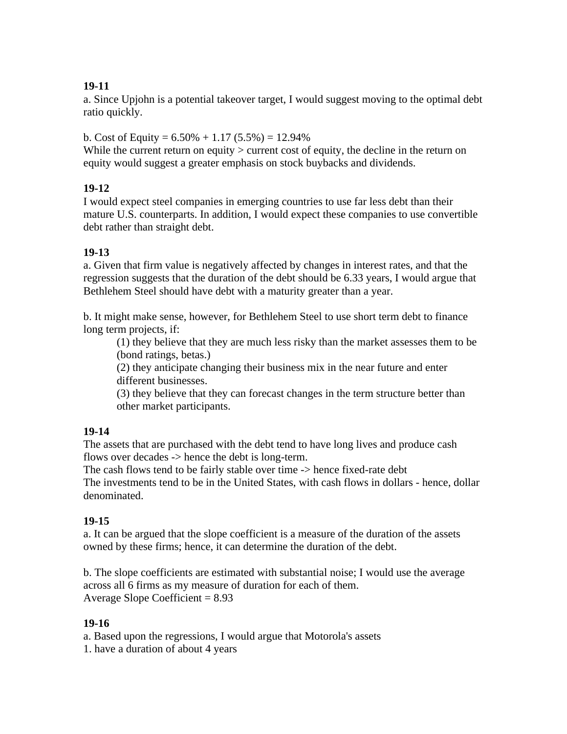**19-11**

a. Since Upjohn is a potential takeover target, I would suggest moving to the optimal debt ratio quickly.

b. Cost of Equity = 6.50% + 1.17 (5.5%) = 12.94%
While the current return on equity > current cost of equity, the decline in the return on equity would suggest a greater emphasis on stock buybacks and dividends.

**19-12**

I would expect steel companies in emerging countries to use far less debt than their mature U.S. counterparts. In addition, I would expect these companies to use convertible debt rather than straight debt.

**19-13**

a. Given that firm value is negatively affected by changes in interest rates, and that the regression suggests that the duration of the debt should be 6.33 years, I would argue that Bethlehem Steel should have debt with a maturity greater than a year.

b. It might make sense, however, for Bethlehem Steel to use short term debt to finance long term projects, if:

> (1) they believe that they are much less risky than the market assesses them to be (bond ratings, betas.)
> (2) they anticipate changing their business mix in the near future and enter different businesses.
> (3) they believe that they can forecast changes in the term structure better than other market participants.

**19-14**

The assets that are purchased with the debt tend to have long lives and produce cash flows over decades -> hence the debt is long-term.
The cash flows tend to be fairly stable over time -> hence fixed-rate debt
The investments tend to be in the United States, with cash flows in dollars - hence, dollar denominated.

**19-15**

a. It can be argued that the slope coefficient is a measure of the duration of the assets owned by these firms; hence, it can determine the duration of the debt.

b. The slope coefficients are estimated with substantial noise; I would use the average across all 6 firms as my measure of duration for each of them.
Average Slope Coefficient = 8.93

**19-16**

a. Based upon the regressions, I would argue that Motorola's assets
1. have a duration of about 4 years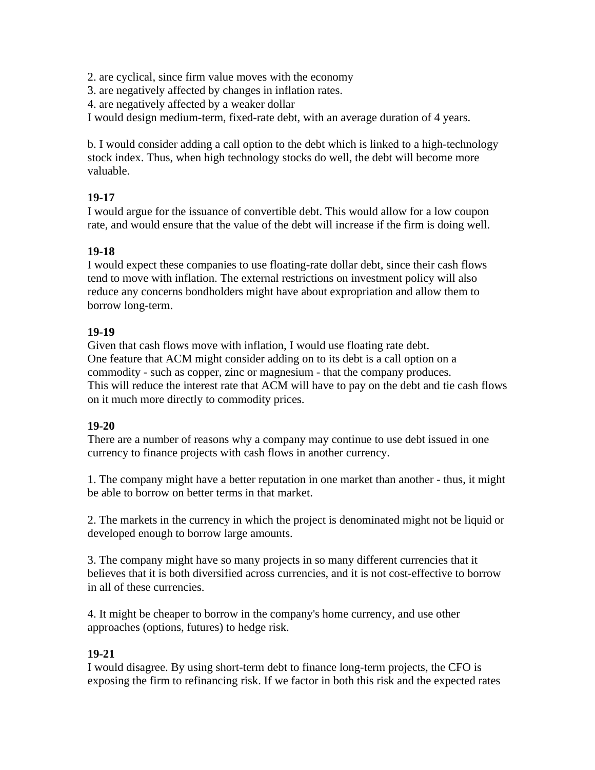2. are cyclical, since firm value moves with the economy
3. are negatively affected by changes in inflation rates.
4. are negatively affected by a weaker dollar

I would design medium-term, fixed-rate debt, with an average duration of 4 years.

b. I would consider adding a call option to the debt which is linked to a high-technology stock index. Thus, when high technology stocks do well, the debt will become more valuable.

**19-17**
I would argue for the issuance of convertible debt. This would allow for a low coupon rate, and would ensure that the value of the debt will increase if the firm is doing well.

**19-18**
I would expect these companies to use floating-rate dollar debt, since their cash flows tend to move with inflation. The external restrictions on investment policy will also reduce any concerns bondholders might have about expropriation and allow them to borrow long-term.

**19-19**
Given that cash flows move with inflation, I would use floating rate debt.
One feature that ACM might consider adding on to its debt is a call option on a commodity - such as copper, zinc or magnesium - that the company produces.
This will reduce the interest rate that ACM will have to pay on the debt and tie cash flows on it much more directly to commodity prices.

**19-20**
There are a number of reasons why a company may continue to use debt issued in one currency to finance projects with cash flows in another currency.

1. The company might have a better reputation in one market than another - thus, it might be able to borrow on better terms in that market.

2. The markets in the currency in which the project is denominated might not be liquid or developed enough to borrow large amounts.

3. The company might have so many projects in so many different currencies that it believes that it is both diversified across currencies, and it is not cost-effective to borrow in all of these currencies.

4. It might be cheaper to borrow in the company's home currency, and use other approaches (options, futures) to hedge risk.

**19-21**
I would disagree. By using short-term debt to finance long-term projects, the CFO is exposing the firm to refinancing risk. If we factor in both this risk and the expected rates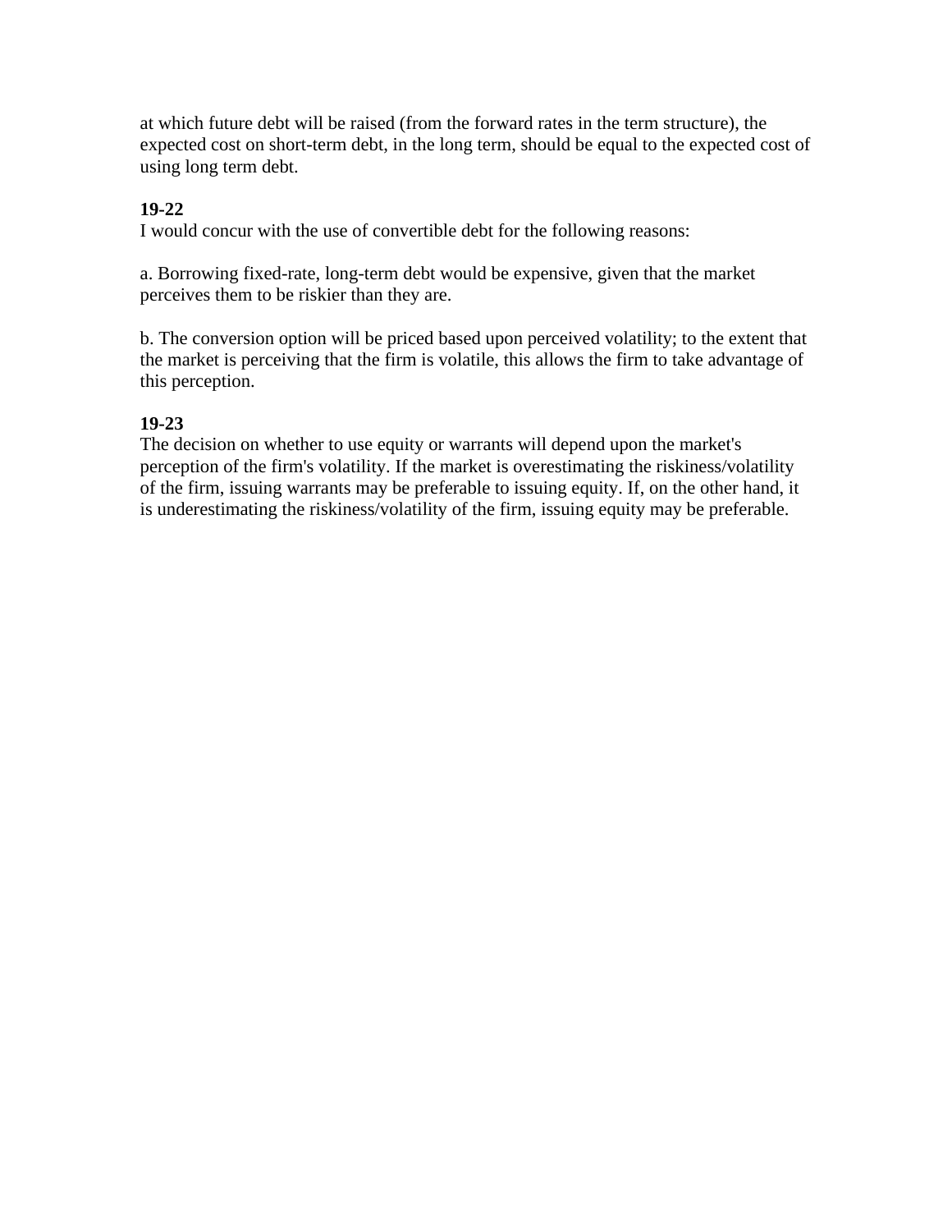at which future debt will be raised (from the forward rates in the term structure), the expected cost on short-term debt, in the long term, should be equal to the expected cost of using long term debt.

**19-22**
I would concur with the use of convertible debt for the following reasons:

a. Borrowing fixed-rate, long-term debt would be expensive, given that the market perceives them to be riskier than they are.

b. The conversion option will be priced based upon perceived volatility; to the extent that the market is perceiving that the firm is volatile, this allows the firm to take advantage of this perception.

**19-23**
The decision on whether to use equity or warrants will depend upon the market's perception of the firm's volatility. If the market is overestimating the riskiness/volatility of the firm, issuing warrants may be preferable to issuing equity. If, on the other hand, it is underestimating the riskiness/volatility of the firm, issuing equity may be preferable.